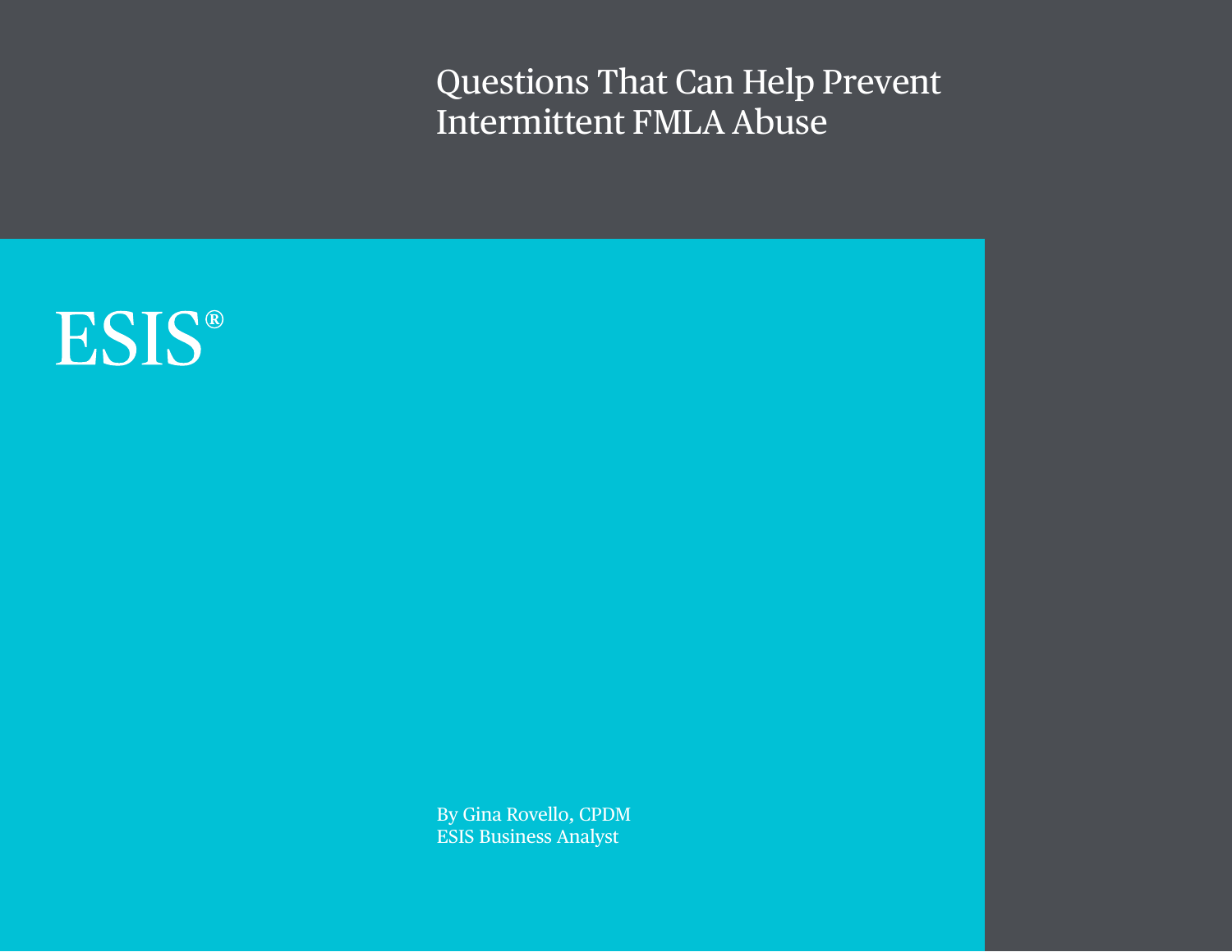# Questions That Can Help Prevent Intermittent FMLA Abuse

ESIS®

By Gina Rovello, CPDM
ESIS Business Analyst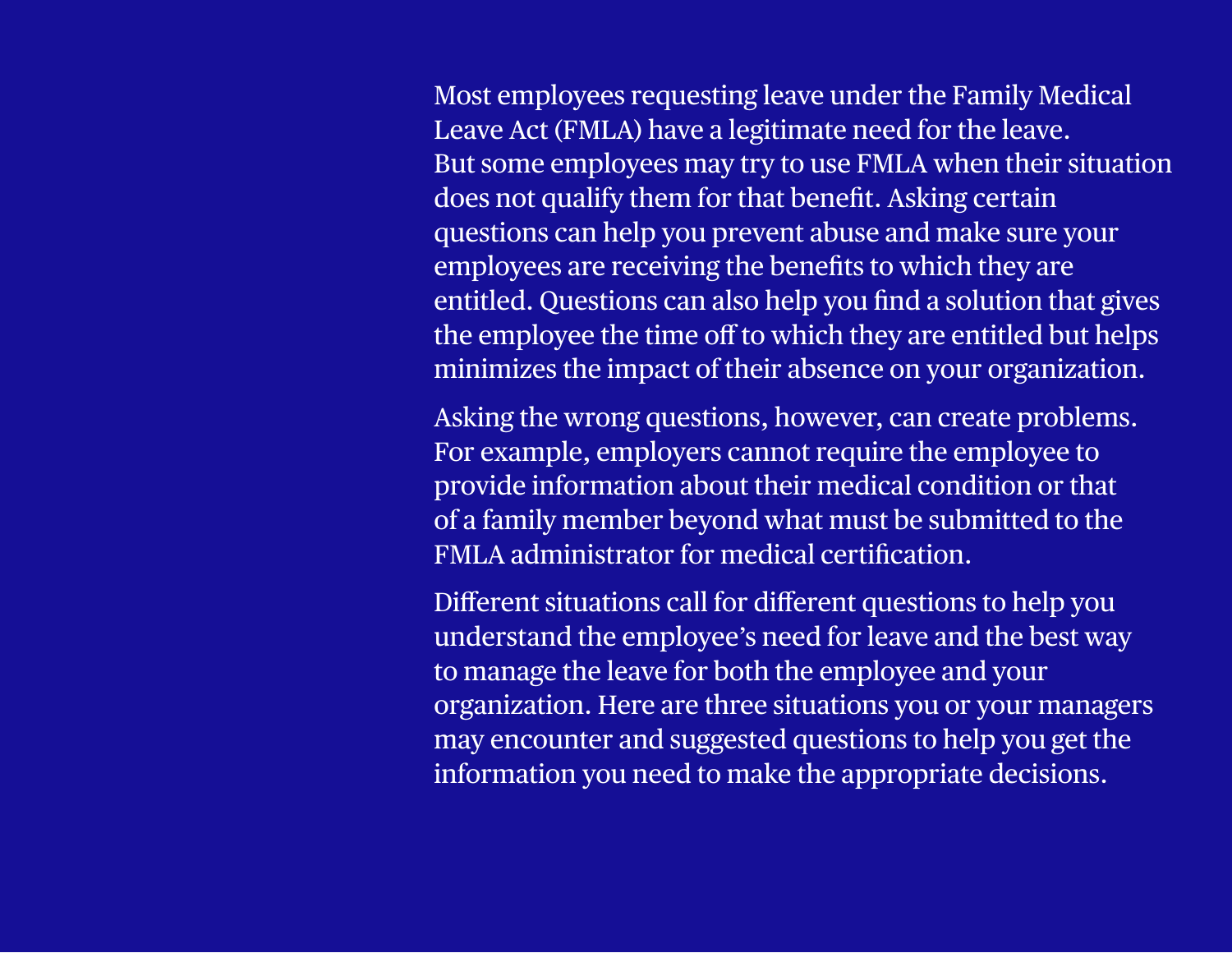Most employees requesting leave under the Family Medical Leave Act (FMLA) have a legitimate need for the leave. But some employees may try to use FMLA when their situation does not qualify them for that benefit. Asking certain questions can help you prevent abuse and make sure your employees are receiving the benefits to which they are entitled. Questions can also help you find a solution that gives the employee the time off to which they are entitled but helps minimizes the impact of their absence on your organization.

Asking the wrong questions, however, can create problems. For example, employers cannot require the employee to provide information about their medical condition or that of a family member beyond what must be submitted to the FMLA administrator for medical certification.

Different situations call for different questions to help you understand the employee's need for leave and the best way to manage the leave for both the employee and your organization. Here are three situations you or your managers may encounter and suggested questions to help you get the information you need to make the appropriate decisions.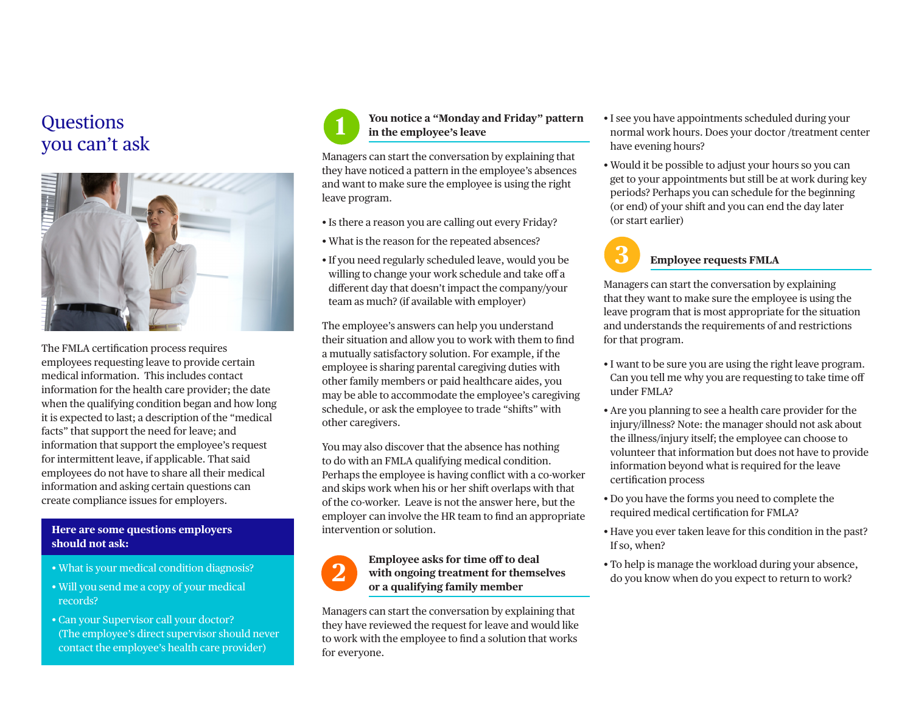# Questions you can't ask

The FMLA certification process requires employees requesting leave to provide certain medical information. This includes contact information for the health care provider; the date when the qualifying condition began and how long it is expected to last; a description of the "medical facts" that support the need for leave; and information that support the employee's request for intermittent leave, if applicable. That said employees do not have to share all their medical information and asking certain questions can create compliance issues for employers.

**Here are some questions employers should not ask:**

- What is your medical condition diagnosis?
- Will you send me a copy of your medical records?
- Can your Supervisor call your doctor? (The employee's direct supervisor should never contact the employee's health care provider)

## 1 You notice a "Monday and Friday" pattern in the employee's leave

Managers can start the conversation by explaining that they have noticed a pattern in the employee's absences and want to make sure the employee is using the right leave program.

- Is there a reason you are calling out every Friday?
- What is the reason for the repeated absences?
- If you need regularly scheduled leave, would you be willing to change your work schedule and take off a different day that doesn't impact the company/your team as much? (if available with employer)

The employee's answers can help you understand their situation and allow you to work with them to find a mutually satisfactory solution. For example, if the employee is sharing parental caregiving duties with other family members or paid healthcare aides, you may be able to accommodate the employee's caregiving schedule, or ask the employee to trade "shifts" with other caregivers.

You may also discover that the absence has nothing to do with an FMLA qualifying medical condition. Perhaps the employee is having conflict with a co-worker and skips work when his or her shift overlaps with that of the co-worker. Leave is not the answer here, but the employer can involve the HR team to find an appropriate intervention or solution.

## 2 Employee asks for time off to deal with ongoing treatment for themselves or a qualifying family member

Managers can start the conversation by explaining that they have reviewed the request for leave and would like to work with the employee to find a solution that works for everyone.

- I see you have appointments scheduled during your normal work hours. Does your doctor /treatment center have evening hours?
- Would it be possible to adjust your hours so you can get to your appointments but still be at work during key periods? Perhaps you can schedule for the beginning (or end) of your shift and you can end the day later (or start earlier)

## 3 Employee requests FMLA

Managers can start the conversation by explaining that they want to make sure the employee is using the leave program that is most appropriate for the situation and understands the requirements of and restrictions for that program.

- I want to be sure you are using the right leave program. Can you tell me why you are requesting to take time off under FMLA?
- Are you planning to see a health care provider for the injury/illness? Note: the manager should not ask about the illness/injury itself; the employee can choose to volunteer that information but does not have to provide information beyond what is required for the leave certification process
- Do you have the forms you need to complete the required medical certification for FMLA?
- Have you ever taken leave for this condition in the past? If so, when?
- To help is manage the workload during your absence, do you know when do you expect to return to work?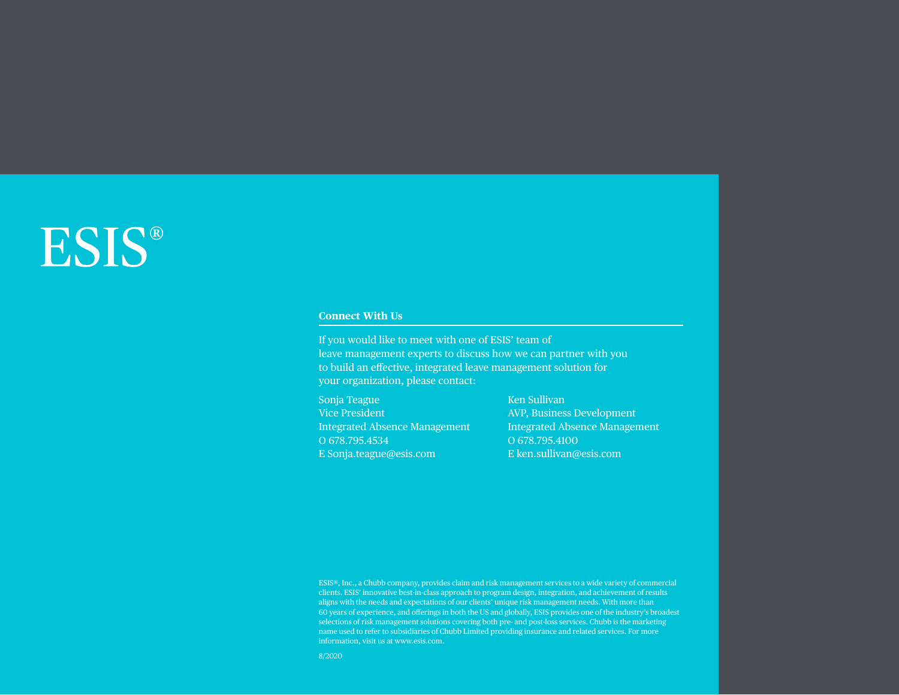ESIS®

## Connect With Us

If you would like to meet with one of ESIS' team of leave management experts to discuss how we can partner with you to build an effective, integrated leave management solution for your organization, please contact:

Sonja Teague
Vice President
Integrated Absence Management
O 678.795.4534
E Sonja.teague@esis.com

Ken Sullivan
AVP, Business Development
Integrated Absence Management
O 678.795.4100
E ken.sullivan@esis.com

ESIS®, Inc., a Chubb company, provides claim and risk management services to a wide variety of commercial clients. ESIS' innovative best-in-class approach to program design, integration, and achievement of results aligns with the needs and expectations of our clients' unique risk management needs. With more than 60 years of experience, and offerings in both the US and globally, ESIS provides one of the industry's broadest selections of risk management solutions covering both pre- and post-loss services. Chubb is the marketing name used to refer to subsidiaries of Chubb Limited providing insurance and related services. For more information, visit us at www.esis.com.

8/2020